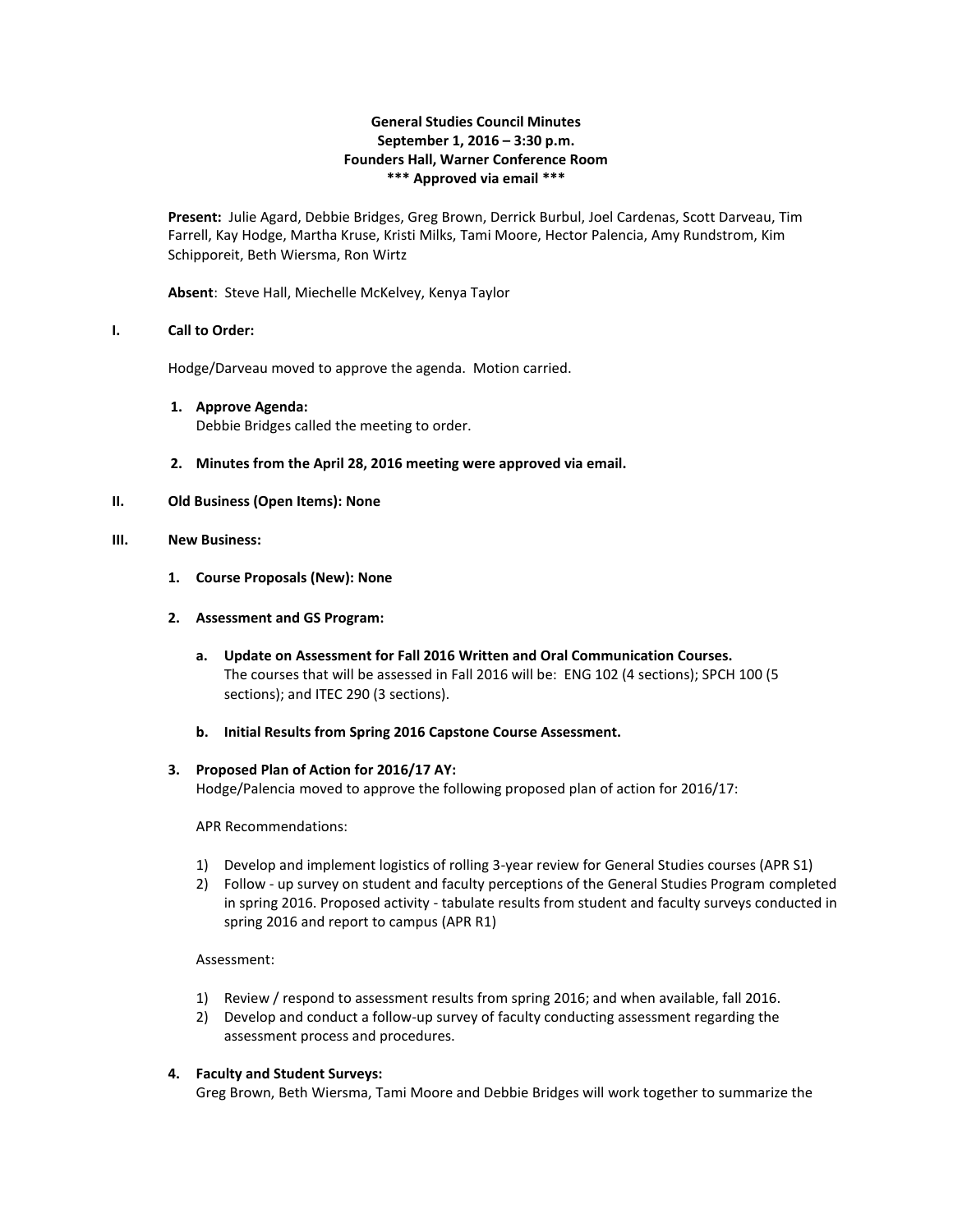**General Studies Council Minutes**
**September 1, 2016 – 3:30 p.m.**
**Founders Hall, Warner Conference Room**
**\*\*\* Approved via email \*\*\***

**Present:** Julie Agard, Debbie Bridges, Greg Brown, Derrick Burbul, Joel Cardenas, Scott Darveau, Tim Farrell, Kay Hodge, Martha Kruse, Kristi Milks, Tami Moore, Hector Palencia, Amy Rundstrom, Kim Schipporeit, Beth Wiersma, Ron Wirtz

**Absent**: Steve Hall, Miechelle McKelvey, Kenya Taylor

**I. Call to Order:**

Hodge/Darveau moved to approve the agenda. Motion carried.

1. **Approve Agenda:**
   Debbie Bridges called the meeting to order.

2. **Minutes from the April 28, 2016 meeting were approved via email.**

**II. Old Business (Open Items): None**

**III. New Business:**

1. **Course Proposals (New): None**

2. **Assessment and GS Program:**

   a. **Update on Assessment for Fall 2016 Written and Oral Communication Courses.**
   The courses that will be assessed in Fall 2016 will be: ENG 102 (4 sections); SPCH 100 (5 sections); and ITEC 290 (3 sections).

   b. **Initial Results from Spring 2016 Capstone Course Assessment.**

3. **Proposed Plan of Action for 2016/17 AY:**
   Hodge/Palencia moved to approve the following proposed plan of action for 2016/17:

   APR Recommendations:

   1) Develop and implement logistics of rolling 3-year review for General Studies courses (APR S1)
   2) Follow - up survey on student and faculty perceptions of the General Studies Program completed in spring 2016. Proposed activity - tabulate results from student and faculty surveys conducted in spring 2016 and report to campus (APR R1)

   Assessment:

   1) Review / respond to assessment results from spring 2016; and when available, fall 2016.
   2) Develop and conduct a follow-up survey of faculty conducting assessment regarding the assessment process and procedures.

4. **Faculty and Student Surveys:**
   Greg Brown, Beth Wiersma, Tami Moore and Debbie Bridges will work together to summarize the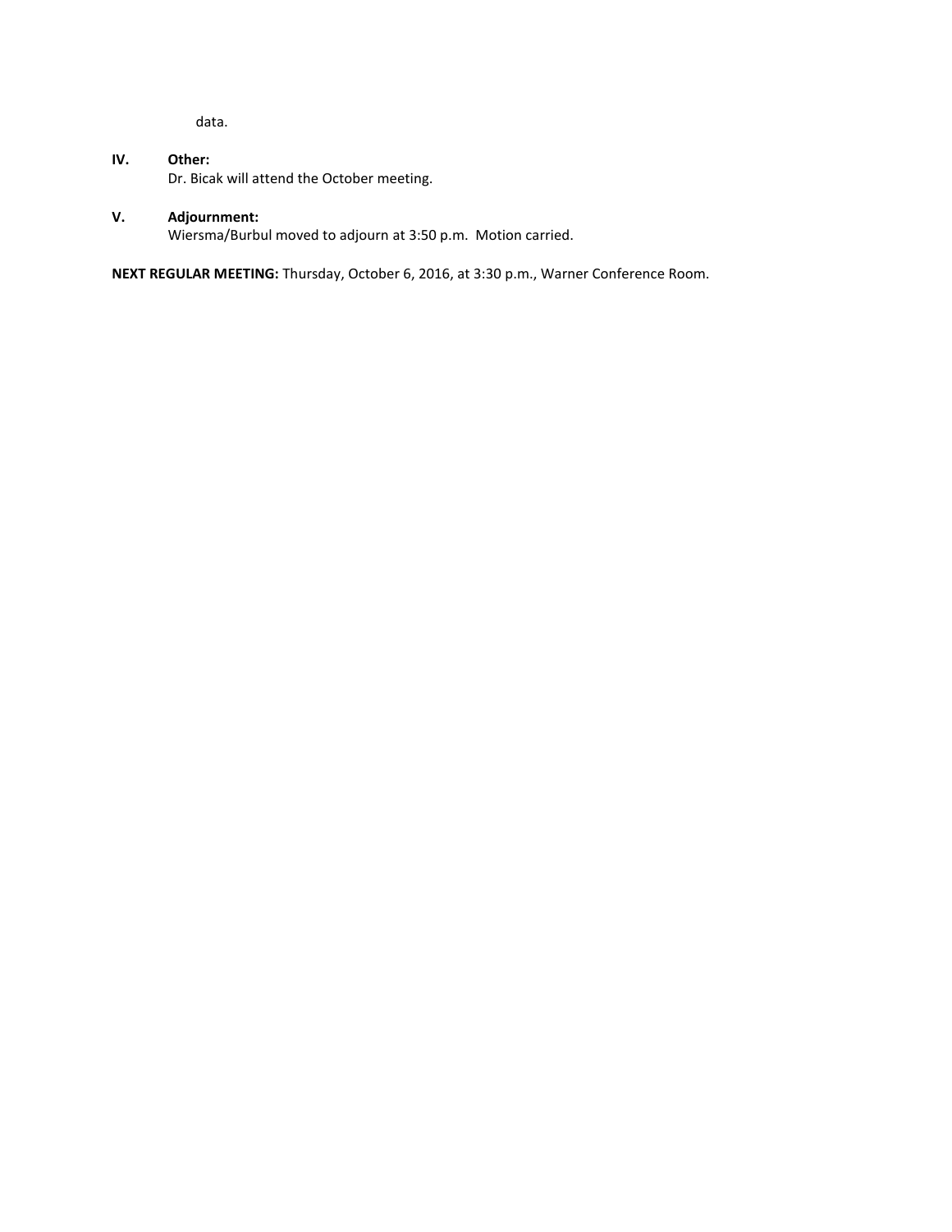data.

**IV.** **Other:**
Dr. Bicak will attend the October meeting.

**V.** **Adjournment:**
Wiersma/Burbul moved to adjourn at 3:50 p.m. Motion carried.

**NEXT REGULAR MEETING:** Thursday, October 6, 2016, at 3:30 p.m., Warner Conference Room.